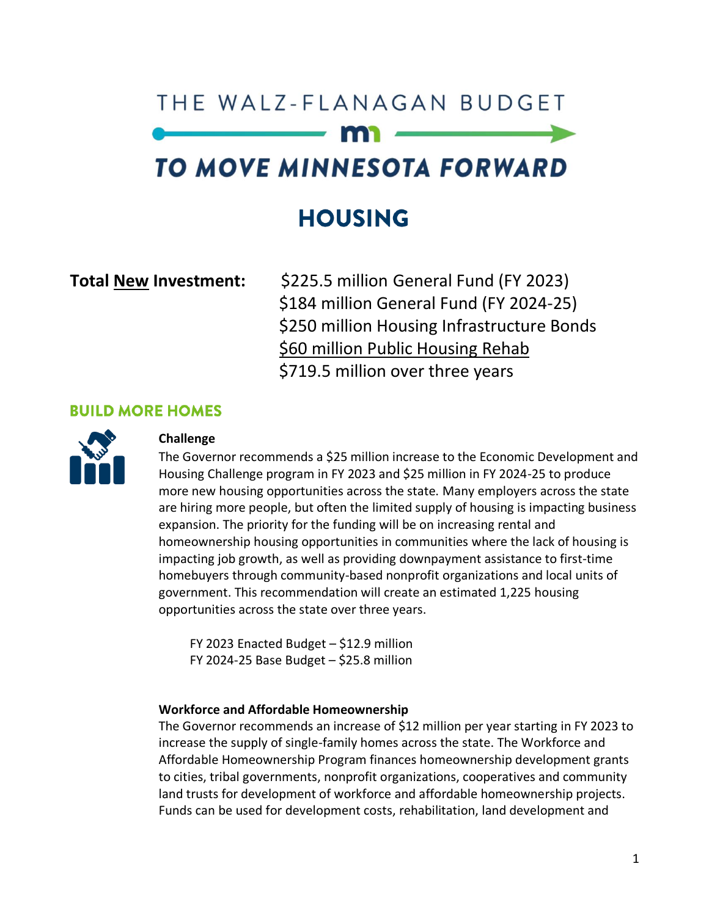# THE WALZ-FLANAGAN BUDGET

# TO MOVE MINNESOTA FORWARD

# HOUSING

**Total New Investment:** $225.5 million General Fund (FY 2023)
$184 million General Fund (FY 2024-25)
$250 million Housing Infrastructure Bonds
$60 million Public Housing Rehab
$719.5 million over three years

## BUILD MORE HOMES

### Challenge

The Governor recommends a $25 million increase to the Economic Development and Housing Challenge program in FY 2023 and $25 million in FY 2024-25 to produce more new housing opportunities across the state. Many employers across the state are hiring more people, but often the limited supply of housing is impacting business expansion. The priority for the funding will be on increasing rental and homeownership housing opportunities in communities where the lack of housing is impacting job growth, as well as providing downpayment assistance to first-time homebuyers through community-based nonprofit organizations and local units of government. This recommendation will create an estimated 1,225 housing opportunities across the state over three years.

FY 2023 Enacted Budget – $12.9 million
FY 2024-25 Base Budget – $25.8 million

### Workforce and Affordable Homeownership

The Governor recommends an increase of $12 million per year starting in FY 2023 to increase the supply of single-family homes across the state. The Workforce and Affordable Homeownership Program finances homeownership development grants to cities, tribal governments, nonprofit organizations, cooperatives and community land trusts for development of workforce and affordable homeownership projects. Funds can be used for development costs, rehabilitation, land development and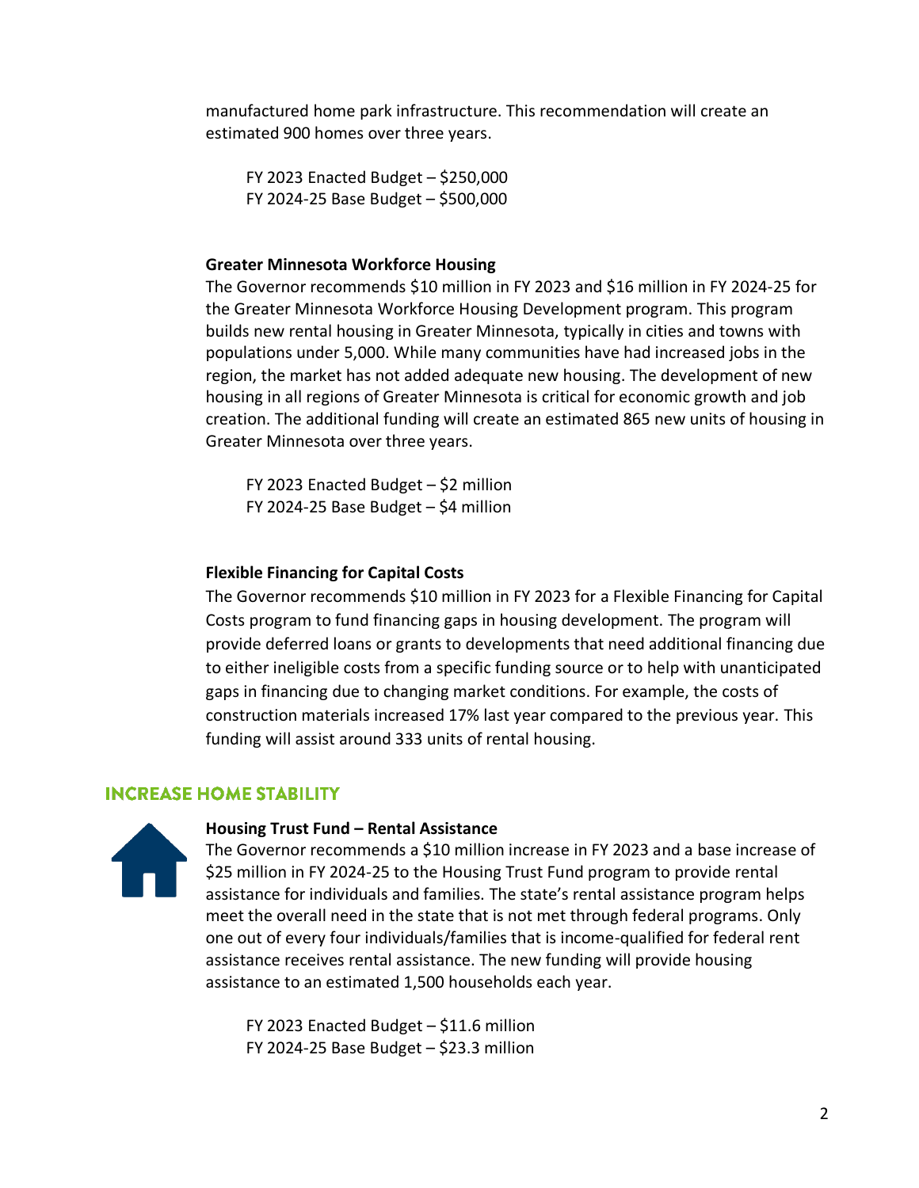manufactured home park infrastructure. This recommendation will create an estimated 900 homes over three years.

FY 2023 Enacted Budget – $250,000
FY 2024-25 Base Budget – $500,000

**Greater Minnesota Workforce Housing**

The Governor recommends $10 million in FY 2023 and $16 million in FY 2024-25 for the Greater Minnesota Workforce Housing Development program. This program builds new rental housing in Greater Minnesota, typically in cities and towns with populations under 5,000. While many communities have had increased jobs in the region, the market has not added adequate new housing. The development of new housing in all regions of Greater Minnesota is critical for economic growth and job creation. The additional funding will create an estimated 865 new units of housing in Greater Minnesota over three years.

FY 2023 Enacted Budget – $2 million
FY 2024-25 Base Budget – $4 million

**Flexible Financing for Capital Costs**

The Governor recommends $10 million in FY 2023 for a Flexible Financing for Capital Costs program to fund financing gaps in housing development. The program will provide deferred loans or grants to developments that need additional financing due to either ineligible costs from a specific funding source or to help with unanticipated gaps in financing due to changing market conditions. For example, the costs of construction materials increased 17% last year compared to the previous year. This funding will assist around 333 units of rental housing.

## INCREASE HOME STABILITY

**Housing Trust Fund – Rental Assistance**

The Governor recommends a $10 million increase in FY 2023 and a base increase of $25 million in FY 2024-25 to the Housing Trust Fund program to provide rental assistance for individuals and families. The state's rental assistance program helps meet the overall need in the state that is not met through federal programs. Only one out of every four individuals/families that is income-qualified for federal rent assistance receives rental assistance. The new funding will provide housing assistance to an estimated 1,500 households each year.

FY 2023 Enacted Budget – $11.6 million
FY 2024-25 Base Budget – $23.3 million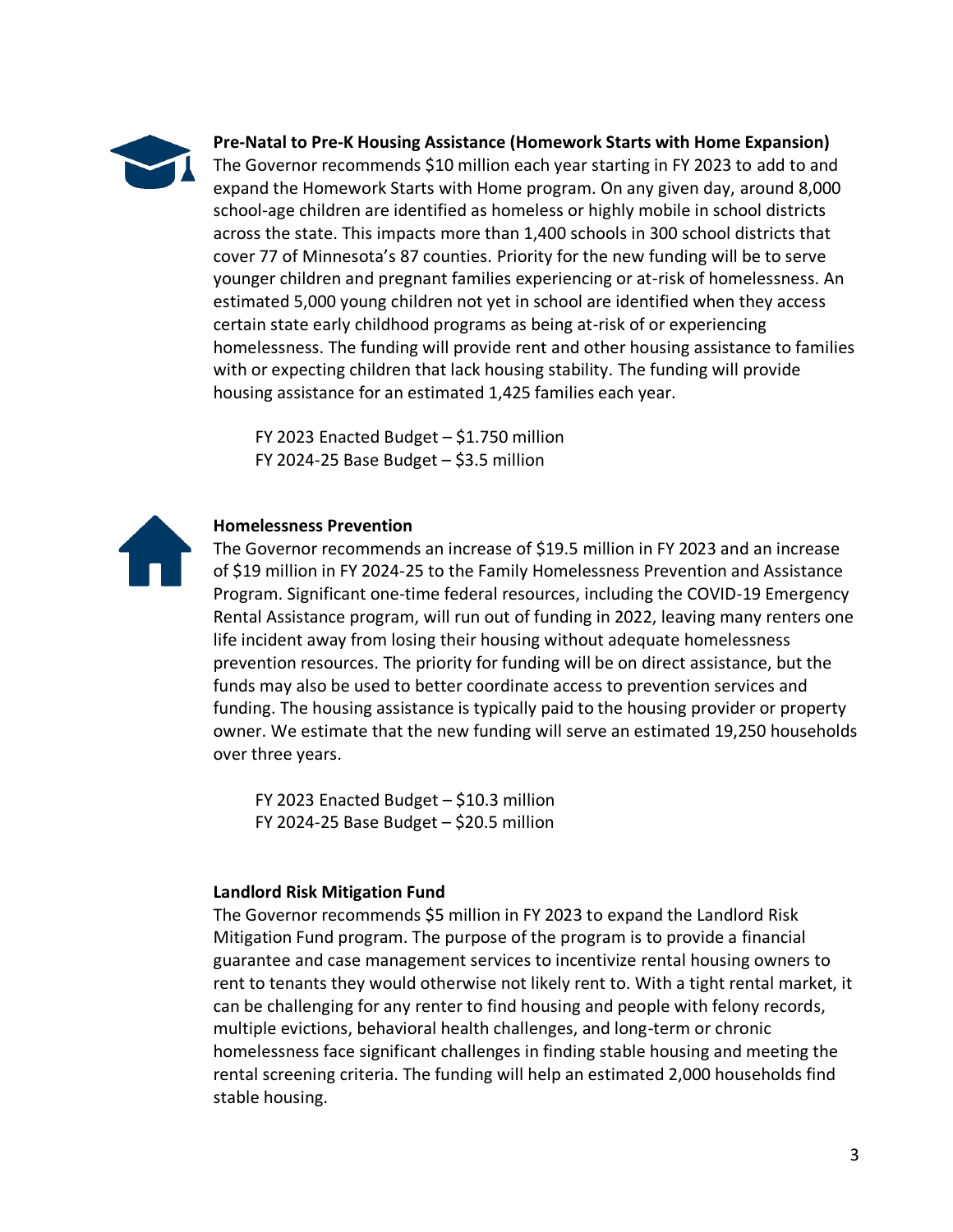**Pre-Natal to Pre-K Housing Assistance (Homework Starts with Home Expansion)**

The Governor recommends $10 million each year starting in FY 2023 to add to and expand the Homework Starts with Home program. On any given day, around 8,000 school-age children are identified as homeless or highly mobile in school districts across the state. This impacts more than 1,400 schools in 300 school districts that cover 77 of Minnesota's 87 counties. Priority for the new funding will be to serve younger children and pregnant families experiencing or at-risk of homelessness. An estimated 5,000 young children not yet in school are identified when they access certain state early childhood programs as being at-risk of or experiencing homelessness. The funding will provide rent and other housing assistance to families with or expecting children that lack housing stability. The funding will provide housing assistance for an estimated 1,425 families each year.

FY 2023 Enacted Budget – $1.750 million
FY 2024-25 Base Budget – $3.5 million

**Homelessness Prevention**

The Governor recommends an increase of $19.5 million in FY 2023 and an increase of $19 million in FY 2024-25 to the Family Homelessness Prevention and Assistance Program. Significant one-time federal resources, including the COVID-19 Emergency Rental Assistance program, will run out of funding in 2022, leaving many renters one life incident away from losing their housing without adequate homelessness prevention resources. The priority for funding will be on direct assistance, but the funds may also be used to better coordinate access to prevention services and funding. The housing assistance is typically paid to the housing provider or property owner. We estimate that the new funding will serve an estimated 19,250 households over three years.

FY 2023 Enacted Budget – $10.3 million
FY 2024-25 Base Budget – $20.5 million

**Landlord Risk Mitigation Fund**

The Governor recommends $5 million in FY 2023 to expand the Landlord Risk Mitigation Fund program. The purpose of the program is to provide a financial guarantee and case management services to incentivize rental housing owners to rent to tenants they would otherwise not likely rent to. With a tight rental market, it can be challenging for any renter to find housing and people with felony records, multiple evictions, behavioral health challenges, and long-term or chronic homelessness face significant challenges in finding stable housing and meeting the rental screening criteria. The funding will help an estimated 2,000 households find stable housing.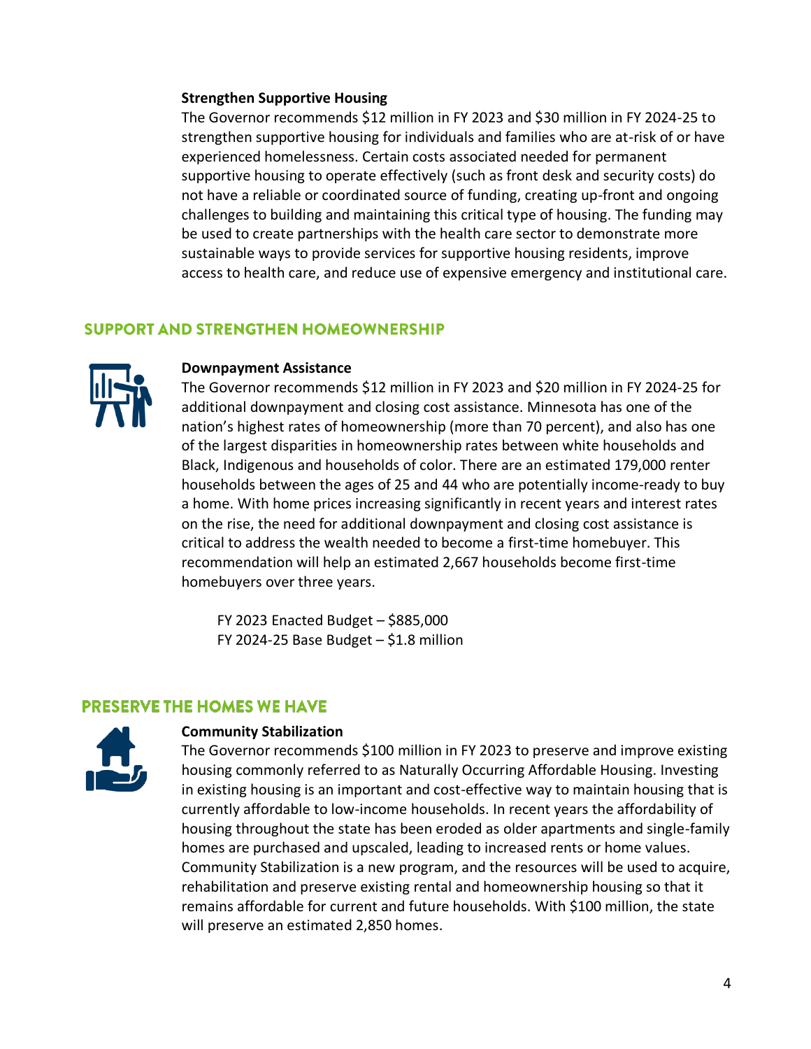### Strengthen Supportive Housing

The Governor recommends $12 million in FY 2023 and $30 million in FY 2024-25 to strengthen supportive housing for individuals and families who are at-risk of or have experienced homelessness. Certain costs associated needed for permanent supportive housing to operate effectively (such as front desk and security costs) do not have a reliable or coordinated source of funding, creating up-front and ongoing challenges to building and maintaining this critical type of housing. The funding may be used to create partnerships with the health care sector to demonstrate more sustainable ways to provide services for supportive housing residents, improve access to health care, and reduce use of expensive emergency and institutional care.

## SUPPORT AND STRENGTHEN HOMEOWNERSHIP

### Downpayment Assistance

The Governor recommends $12 million in FY 2023 and $20 million in FY 2024-25 for additional downpayment and closing cost assistance. Minnesota has one of the nation's highest rates of homeownership (more than 70 percent), and also has one of the largest disparities in homeownership rates between white households and Black, Indigenous and households of color. There are an estimated 179,000 renter households between the ages of 25 and 44 who are potentially income-ready to buy a home. With home prices increasing significantly in recent years and interest rates on the rise, the need for additional downpayment and closing cost assistance is critical to address the wealth needed to become a first-time homebuyer. This recommendation will help an estimated 2,667 households become first-time homebuyers over three years.

FY 2023 Enacted Budget – $885,000
FY 2024-25 Base Budget – $1.8 million

## PRESERVE THE HOMES WE HAVE

### Community Stabilization

The Governor recommends $100 million in FY 2023 to preserve and improve existing housing commonly referred to as Naturally Occurring Affordable Housing. Investing in existing housing is an important and cost-effective way to maintain housing that is currently affordable to low-income households. In recent years the affordability of housing throughout the state has been eroded as older apartments and single-family homes are purchased and upscaled, leading to increased rents or home values. Community Stabilization is a new program, and the resources will be used to acquire, rehabilitation and preserve existing rental and homeownership housing so that it remains affordable for current and future households. With $100 million, the state will preserve an estimated 2,850 homes.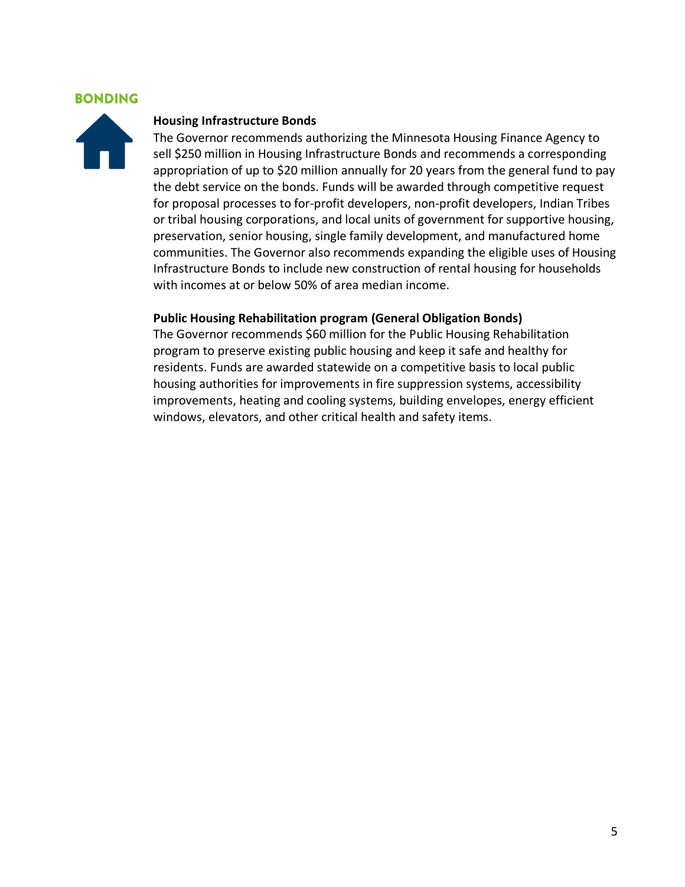## BONDING

### Housing Infrastructure Bonds

The Governor recommends authorizing the Minnesota Housing Finance Agency to sell $250 million in Housing Infrastructure Bonds and recommends a corresponding appropriation of up to $20 million annually for 20 years from the general fund to pay the debt service on the bonds. Funds will be awarded through competitive request for proposal processes to for-profit developers, non-profit developers, Indian Tribes or tribal housing corporations, and local units of government for supportive housing, preservation, senior housing, single family development, and manufactured home communities. The Governor also recommends expanding the eligible uses of Housing Infrastructure Bonds to include new construction of rental housing for households with incomes at or below 50% of area median income.

### Public Housing Rehabilitation program (General Obligation Bonds)

The Governor recommends $60 million for the Public Housing Rehabilitation program to preserve existing public housing and keep it safe and healthy for residents. Funds are awarded statewide on a competitive basis to local public housing authorities for improvements in fire suppression systems, accessibility improvements, heating and cooling systems, building envelopes, energy efficient windows, elevators, and other critical health and safety items.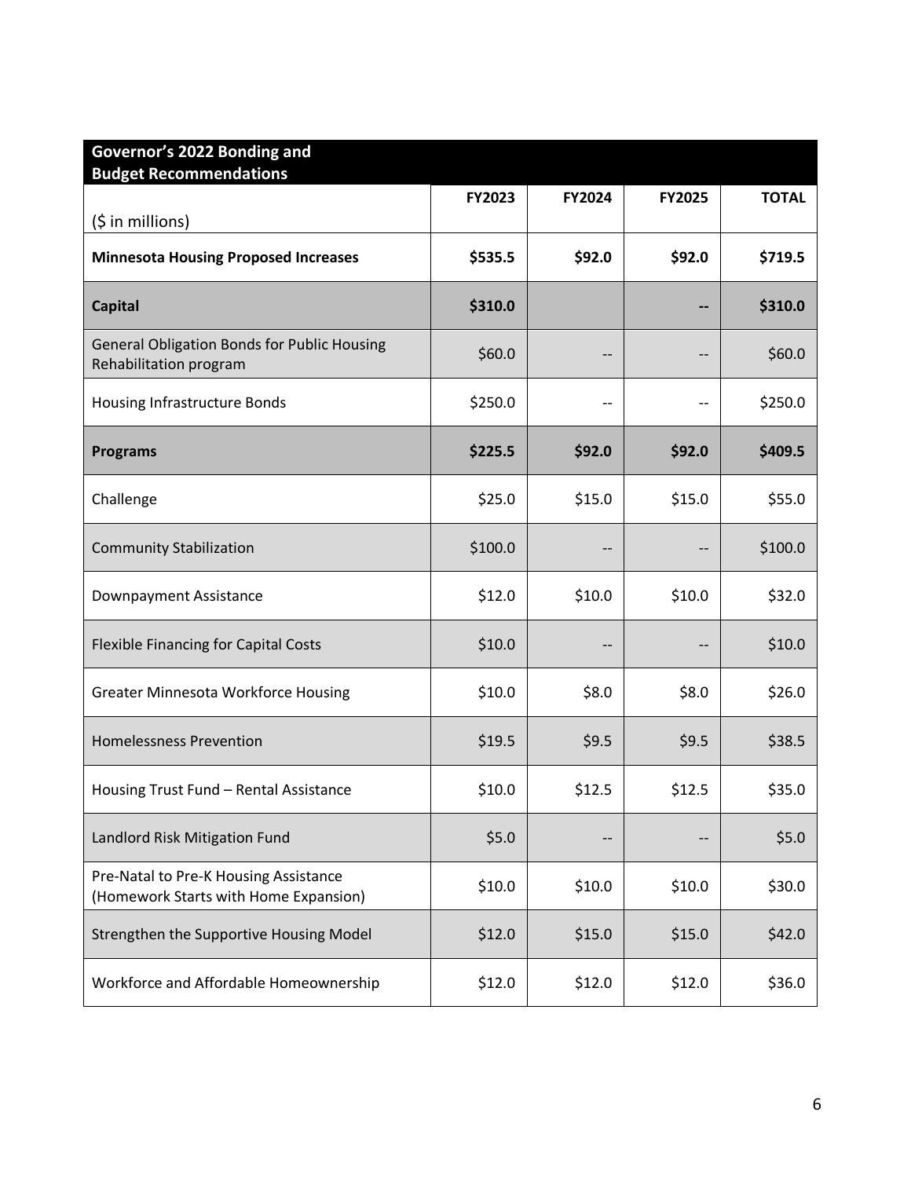| Governor's 2022 Bonding and Budget Recommendations | | | | |
|---|---|---|---|---|
| ($ in millions) | FY2023 | FY2024 | FY2025 | TOTAL |
| **Minnesota Housing Proposed Increases** | **$535.5** | **$92.0** | **$92.0** | **$719.5** |
| **Capital** | **$310.0** | | **--** | **$310.0** |
| General Obligation Bonds for Public Housing Rehabilitation program | $60.0 | -- | -- | $60.0 |
| Housing Infrastructure Bonds | $250.0 | -- | -- | $250.0 |
| **Programs** | **$225.5** | **$92.0** | **$92.0** | **$409.5** |
| Challenge | $25.0 | $15.0 | $15.0 | $55.0 |
| Community Stabilization | $100.0 | -- | -- | $100.0 |
| Downpayment Assistance | $12.0 | $10.0 | $10.0 | $32.0 |
| Flexible Financing for Capital Costs | $10.0 | -- | -- | $10.0 |
| Greater Minnesota Workforce Housing | $10.0 | $8.0 | $8.0 | $26.0 |
| Homelessness Prevention | $19.5 | $9.5 | $9.5 | $38.5 |
| Housing Trust Fund – Rental Assistance | $10.0 | $12.5 | $12.5 | $35.0 |
| Landlord Risk Mitigation Fund | $5.0 | -- | -- | $5.0 |
| Pre-Natal to Pre-K Housing Assistance (Homework Starts with Home Expansion) | $10.0 | $10.0 | $10.0 | $30.0 |
| Strengthen the Supportive Housing Model | $12.0 | $15.0 | $15.0 | $42.0 |
| Workforce and Affordable Homeownership | $12.0 | $12.0 | $12.0 | $36.0 |